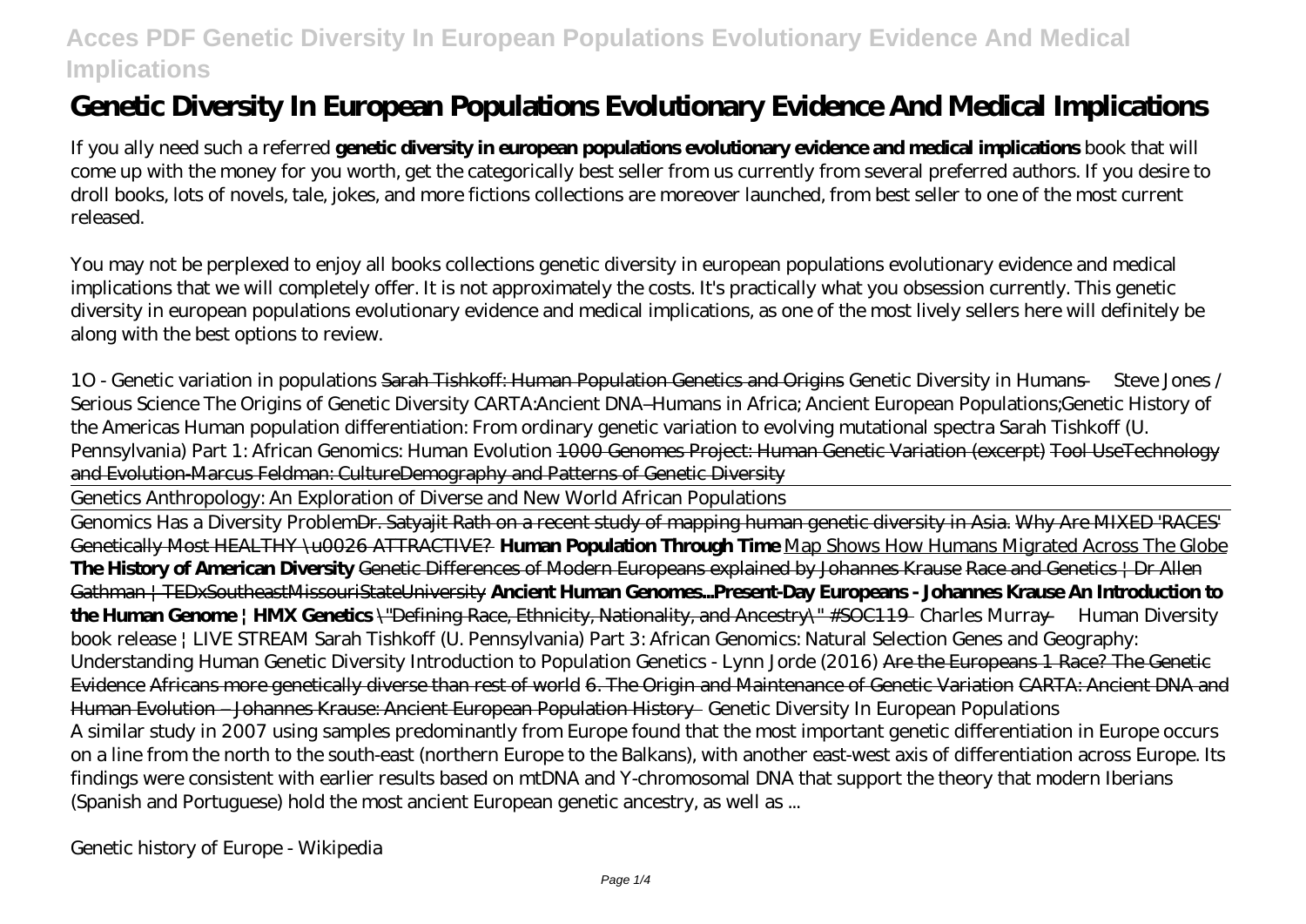# Genetic Diversity In European Populations Evolutionary Evidence And Medical Implications

If you ally need such a referred **genetic diversity in european populations evolutionary evidence and medical implications** book that will come up with the money for you worth, get the categorically best seller from us currently from several preferred authors. If you desire to droll books, lots of novels, tale, jokes, and more fictions collections are moreover launched, from best seller to one of the most current released.

You may not be perplexed to enjoy all books collections genetic diversity in european populations evolutionary evidence and medical implications that we will completely offer. It is not approximately the costs. It's practically what you obsession currently. This genetic diversity in european populations evolutionary evidence and medical implications, as one of the most lively sellers here will definitely be along with the best options to review.

*1O - Genetic variation in populations* ~~Sarah Tishkoff: Human Population Genetics and Origins~~ *Genetic Diversity in Humans — Steve Jones / Serious Science* *The Origins of Genetic Diversity* *CARTA:Ancient DNA–Humans in Africa; Ancient European Populations;Genetic History of the Americas* *Human population differentiation: From ordinary genetic variation to evolving mutational spectra* *Sarah Tishkoff (U. Pennsylvania) Part 1: African Genomics: Human Evolution* ~~1000 Genomes Project: Human Genetic Variation (excerpt)~~ ~~Tool UseTechnology and Evolution-Marcus Feldman: CultureDemography and Patterns of Genetic Diversity~~

~~Genetics Anthropology: An Exploration of Diverse and New World African Populations~~

Genomics Has a Diversity Problem~~Dr. Satyajit Rath on a recent study of mapping human genetic diversity in Asia.~~ ~~Why Are MIXED 'RACES' Genetically Most HEALTHY \u0026 ATTRACTIVE?~~ **Human Population Through Time** Map Shows How Humans Migrated Across The Globe **The History of American Diversity** ~~Genetic Differences of Modern Europeans explained by Johannes Krause~~ ~~Race and Genetics | Dr Allen Gathman | TEDxSoutheastMissouriStateUniversity~~ **Ancient Human Genomes...Present-Day Europeans - Johannes Krause An Introduction to the Human Genome | HMX Genetics** ~~\"Defining Race, Ethnicity, Nationality, and Ancestry\" #SOC119~~ *Charles Murray — Human Diversity book release | LIVE STREAM* *Sarah Tishkoff (U. Pennsylvania) Part 3: African Genomics: Natural Selection* *Genes and Geography: Understanding Human Genetic Diversity* *Introduction to Population Genetics - Lynn Jorde (2016)* ~~Are the Europeans 1 Race? The Genetic Evidence~~ ~~Africans more genetically diverse than rest of world~~ ~~6. The Origin and Maintenance of Genetic Variation~~ ~~CARTA: Ancient DNA and Human Evolution – Johannes Krause: Ancient European Population History~~ *Genetic Diversity In European Populations*

A similar study in 2007 using samples predominantly from Europe found that the most important genetic differentiation in Europe occurs on a line from the north to the south-east (northern Europe to the Balkans), with another east-west axis of differentiation across Europe. Its findings were consistent with earlier results based on mtDNA and Y-chromosomal DNA that support the theory that modern Iberians (Spanish and Portuguese) hold the most ancient European genetic ancestry, as well as ...

*Genetic history of Europe - Wikipedia*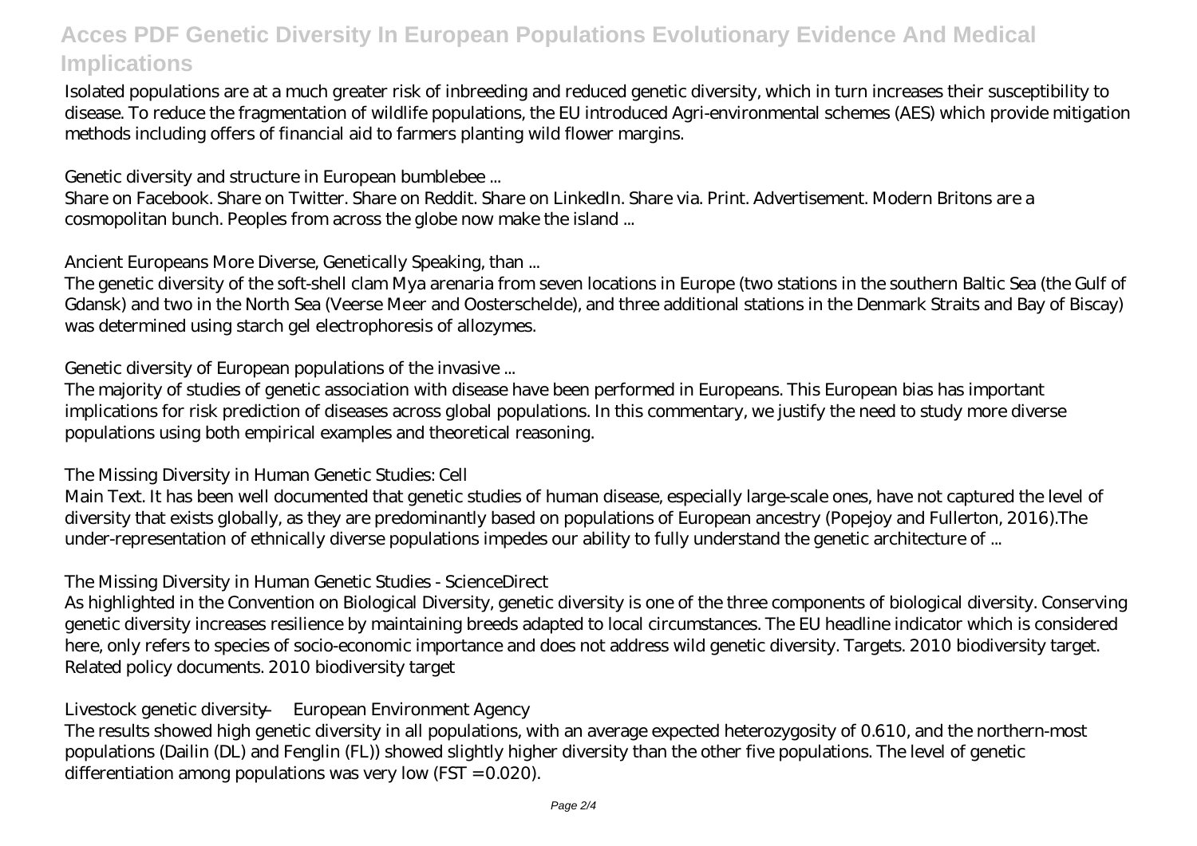Isolated populations are at a much greater risk of inbreeding and reduced genetic diversity, which in turn increases their susceptibility to disease. To reduce the fragmentation of wildlife populations, the EU introduced Agri-environmental schemes (AES) which provide mitigation methods including offers of financial aid to farmers planting wild flower margins.

*Genetic diversity and structure in European bumblebee ...*

Share on Facebook. Share on Twitter. Share on Reddit. Share on LinkedIn. Share via. Print. Advertisement. Modern Britons are a cosmopolitan bunch. Peoples from across the globe now make the island ...

*Ancient Europeans More Diverse, Genetically Speaking, than ...*

The genetic diversity of the soft-shell clam Mya arenaria from seven locations in Europe (two stations in the southern Baltic Sea (the Gulf of Gdansk) and two in the North Sea (Veerse Meer and Oosterschelde), and three additional stations in the Denmark Straits and Bay of Biscay) was determined using starch gel electrophoresis of allozymes.

*Genetic diversity of European populations of the invasive ...*

The majority of studies of genetic association with disease have been performed in Europeans. This European bias has important implications for risk prediction of diseases across global populations. In this commentary, we justify the need to study more diverse populations using both empirical examples and theoretical reasoning.

*The Missing Diversity in Human Genetic Studies: Cell*

Main Text. It has been well documented that genetic studies of human disease, especially large-scale ones, have not captured the level of diversity that exists globally, as they are predominantly based on populations of European ancestry (Popejoy and Fullerton, 2016).The under-representation of ethnically diverse populations impedes our ability to fully understand the genetic architecture of ...

*The Missing Diversity in Human Genetic Studies - ScienceDirect*

As highlighted in the Convention on Biological Diversity, genetic diversity is one of the three components of biological diversity. Conserving genetic diversity increases resilience by maintaining breeds adapted to local circumstances. The EU headline indicator which is considered here, only refers to species of socio-economic importance and does not address wild genetic diversity. Targets. 2010 biodiversity target. Related policy documents. 2010 biodiversity target

*Livestock genetic diversity — European Environment Agency*

The results showed high genetic diversity in all populations, with an average expected heterozygosity of 0.610, and the northern-most populations (Dailin (DL) and Fenglin (FL)) showed slightly higher diversity than the other five populations. The level of genetic differentiation among populations was very low ($F_{ST} = 0.020$).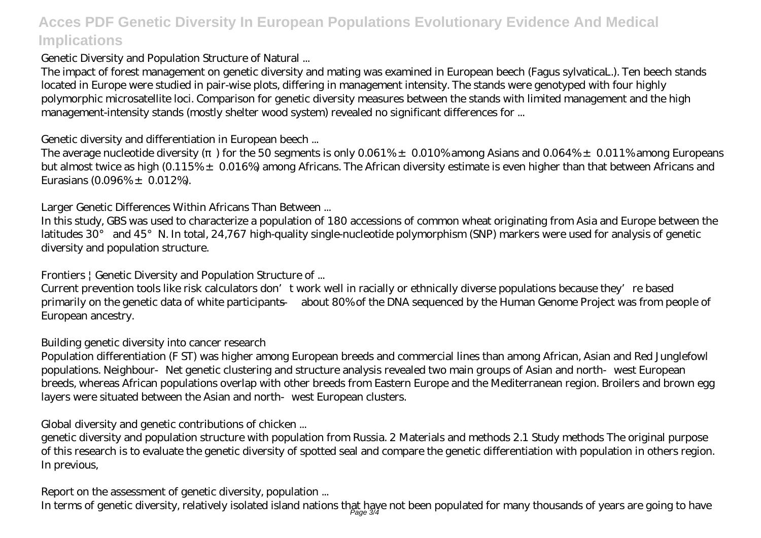Genetic Diversity and Population Structure of Natural ...

The impact of forest management on genetic diversity and mating was examined in European beech (Fagus sylvaticaL.). Ten beech stands located in Europe were studied in pair-wise plots, differing in management intensity. The stands were genotyped with four highly polymorphic microsatellite loci. Comparison for genetic diversity measures between the stands with limited management and the high management-intensity stands (mostly shelter wood system) revealed no significant differences for ...

Genetic diversity and differentiation in European beech ...

The average nucleotide diversity (π) for the 50 segments is only 0.061% ± 0.010% among Asians and 0.064% ± 0.011% among Europeans but almost twice as high (0.115% ± 0.016%) among Africans. The African diversity estimate is even higher than that between Africans and Eurasians (0.096% ± 0.012%).

Larger Genetic Differences Within Africans Than Between ...

In this study, GBS was used to characterize a population of 180 accessions of common wheat originating from Asia and Europe between the latitudes 30° and 45°N. In total, 24,767 high-quality single-nucleotide polymorphism (SNP) markers were used for analysis of genetic diversity and population structure.

Frontiers | Genetic Diversity and Population Structure of ...

Current prevention tools like risk calculators don't work well in racially or ethnically diverse populations because they're based primarily on the genetic data of white participants — about 80% of the DNA sequenced by the Human Genome Project was from people of European ancestry.

Building genetic diversity into cancer research

Population differentiation (F ST) was higher among European breeds and commercial lines than among African, Asian and Red Junglefowl populations. Neighbour-Net genetic clustering and structure analysis revealed two main groups of Asian and north-west European breeds, whereas African populations overlap with other breeds from Eastern Europe and the Mediterranean region. Broilers and brown egg layers were situated between the Asian and north-west European clusters.

Global diversity and genetic contributions of chicken ...

genetic diversity and population structure with population from Russia. 2 Materials and methods 2.1 Study methods The original purpose of this research is to evaluate the genetic diversity of spotted seal and compare the genetic differentiation with population in others region. In previous,

Report on the assessment of genetic diversity, population ...

In terms of genetic diversity, relatively isolated island nations that have not been populated for many thousands of years are going to have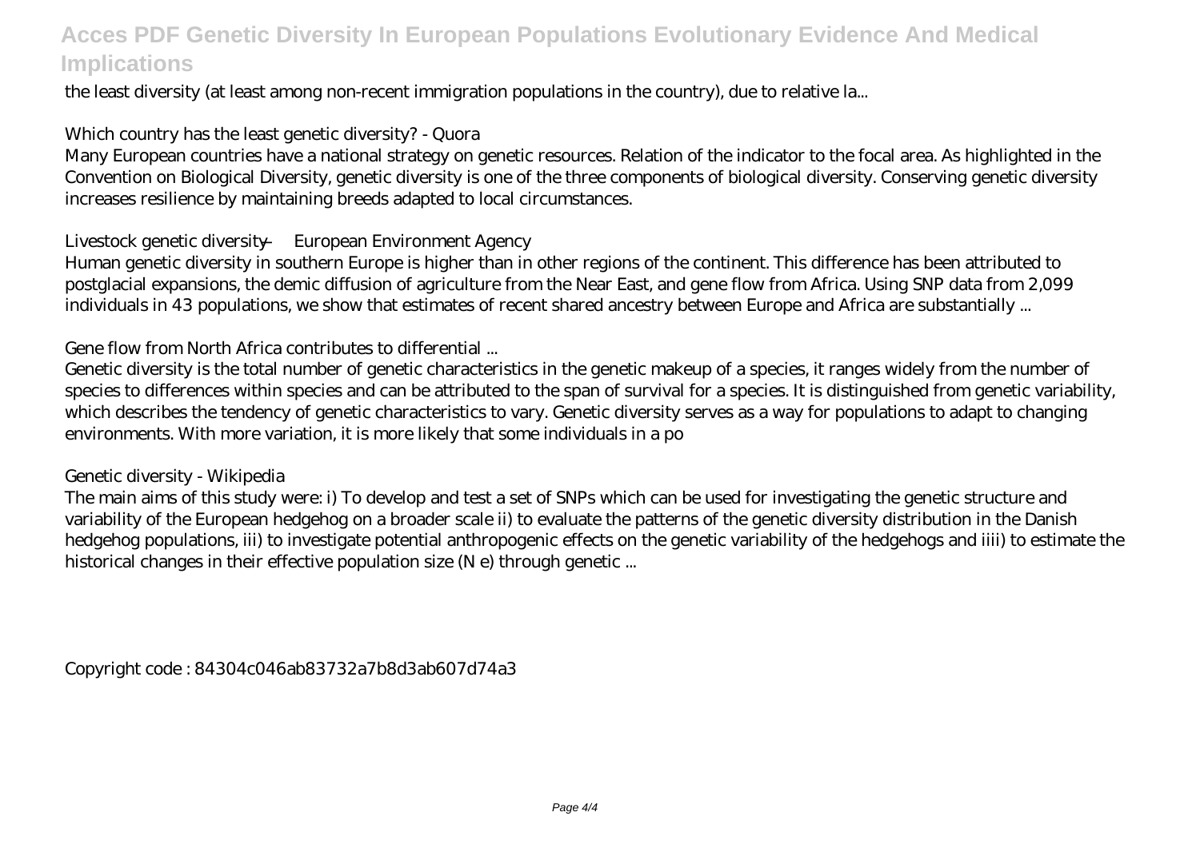the least diversity (at least among non-recent immigration populations in the country), due to relative la...

*Which country has the least genetic diversity? - Quora*

Many European countries have a national strategy on genetic resources. Relation of the indicator to the focal area. As highlighted in the Convention on Biological Diversity, genetic diversity is one of the three components of biological diversity. Conserving genetic diversity increases resilience by maintaining breeds adapted to local circumstances.

*Livestock genetic diversity — European Environment Agency*

Human genetic diversity in southern Europe is higher than in other regions of the continent. This difference has been attributed to postglacial expansions, the demic diffusion of agriculture from the Near East, and gene flow from Africa. Using SNP data from 2,099 individuals in 43 populations, we show that estimates of recent shared ancestry between Europe and Africa are substantially ...

*Gene flow from North Africa contributes to differential ...*

Genetic diversity is the total number of genetic characteristics in the genetic makeup of a species, it ranges widely from the number of species to differences within species and can be attributed to the span of survival for a species. It is distinguished from genetic variability, which describes the tendency of genetic characteristics to vary. Genetic diversity serves as a way for populations to adapt to changing environments. With more variation, it is more likely that some individuals in a po

*Genetic diversity - Wikipedia*

The main aims of this study were: i) To develop and test a set of SNPs which can be used for investigating the genetic structure and variability of the European hedgehog on a broader scale ii) to evaluate the patterns of the genetic diversity distribution in the Danish hedgehog populations, iii) to investigate potential anthropogenic effects on the genetic variability of the hedgehogs and iiii) to estimate the historical changes in their effective population size (N e) through genetic ...

Copyright code : 84304c046ab83732a7b8d3ab607d74a3